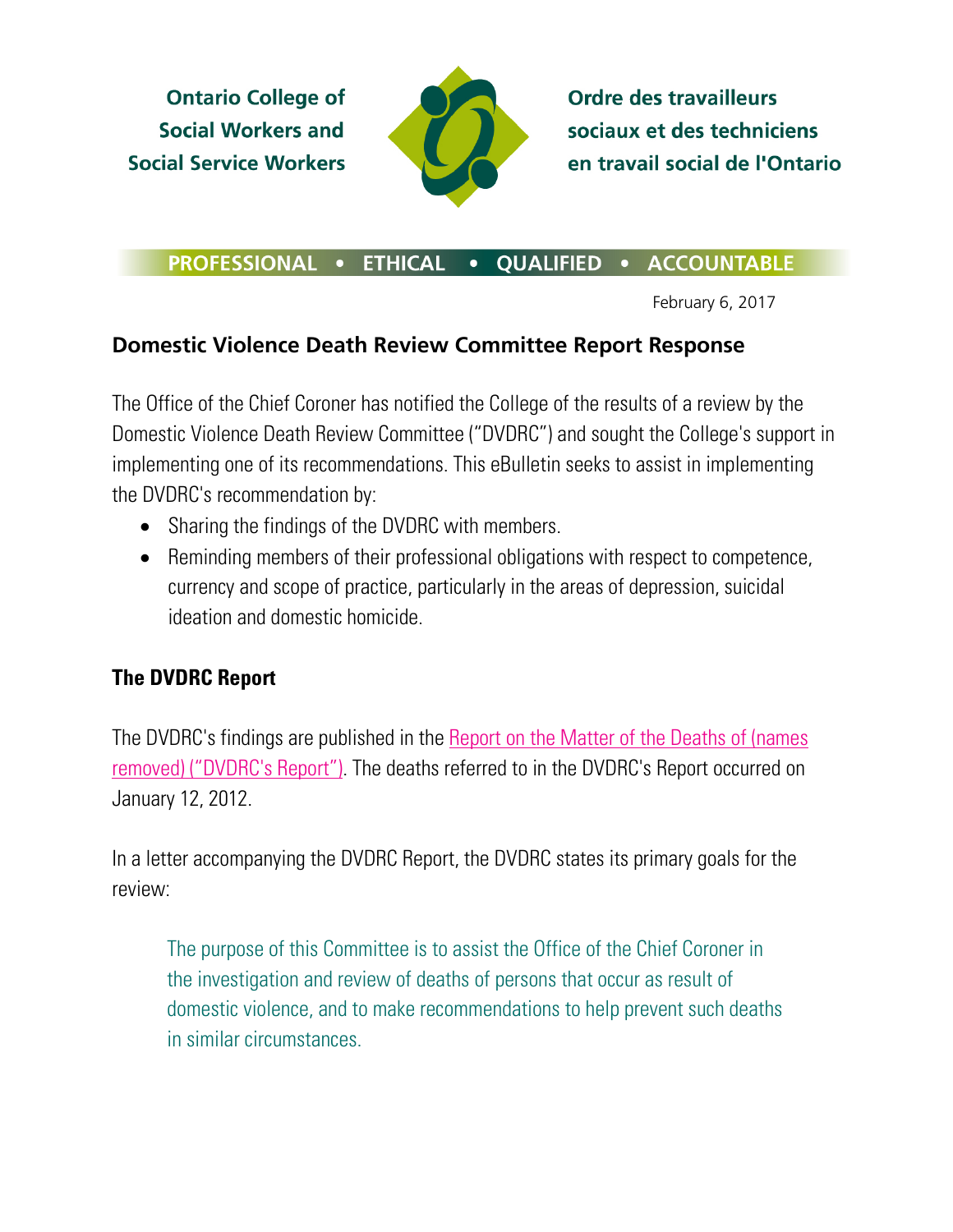Ontario College of Social Workers and Social Service Workers

Ordre des travailleurs sociaux et des techniciens en travail social de l'Ontario

PROFESSIONAL • ETHICAL • QUALIFIED • ACCOUNTABLE

February 6, 2017

## Domestic Violence Death Review Committee Report Response

The Office of the Chief Coroner has notified the College of the results of a review by the Domestic Violence Death Review Committee ("DVDRC") and sought the College's support in implementing one of its recommendations. This eBulletin seeks to assist in implementing the DVDRC's recommendation by:

- Sharing the findings of the DVDRC with members.
- Reminding members of their professional obligations with respect to competence, currency and scope of practice, particularly in the areas of depression, suicidal ideation and domestic homicide.

### The DVDRC Report

The DVDRC's findings are published in the Report on the Matter of the Deaths of (names removed) ("DVDRC's Report"). The deaths referred to in the DVDRC's Report occurred on January 12, 2012.

In a letter accompanying the DVDRC Report, the DVDRC states its primary goals for the review:

> The purpose of this Committee is to assist the Office of the Chief Coroner in the investigation and review of deaths of persons that occur as result of domestic violence, and to make recommendations to help prevent such deaths in similar circumstances.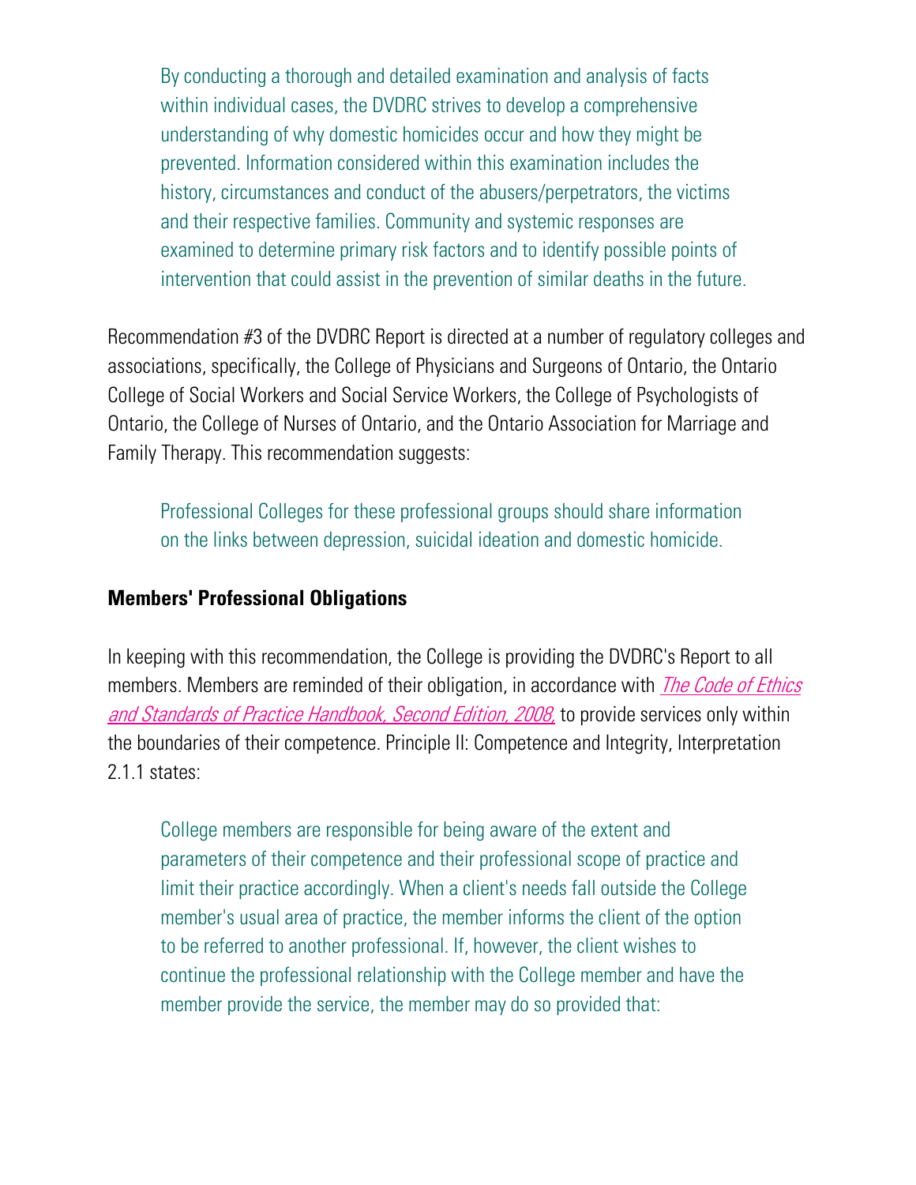> By conducting a thorough and detailed examination and analysis of facts within individual cases, the DVDRC strives to develop a comprehensive understanding of why domestic homicides occur and how they might be prevented. Information considered within this examination includes the history, circumstances and conduct of the abusers/perpetrators, the victims and their respective families. Community and systemic responses are examined to determine primary risk factors and to identify possible points of intervention that could assist in the prevention of similar deaths in the future.

Recommendation #3 of the DVDRC Report is directed at a number of regulatory colleges and associations, specifically, the College of Physicians and Surgeons of Ontario, the Ontario College of Social Workers and Social Service Workers, the College of Psychologists of Ontario, the College of Nurses of Ontario, and the Ontario Association for Marriage and Family Therapy. This recommendation suggests:

> Professional Colleges for these professional groups should share information on the links between depression, suicidal ideation and domestic homicide.

## Members' Professional Obligations

In keeping with this recommendation, the College is providing the DVDRC's Report to all members. Members are reminded of their obligation, in accordance with *The Code of Ethics and Standards of Practice Handbook, Second Edition, 2008,* to provide services only within the boundaries of their competence. Principle II: Competence and Integrity, Interpretation 2.1.1 states:

> College members are responsible for being aware of the extent and parameters of their competence and their professional scope of practice and limit their practice accordingly. When a client's needs fall outside the College member's usual area of practice, the member informs the client of the option to be referred to another professional. If, however, the client wishes to continue the professional relationship with the College member and have the member provide the service, the member may do so provided that: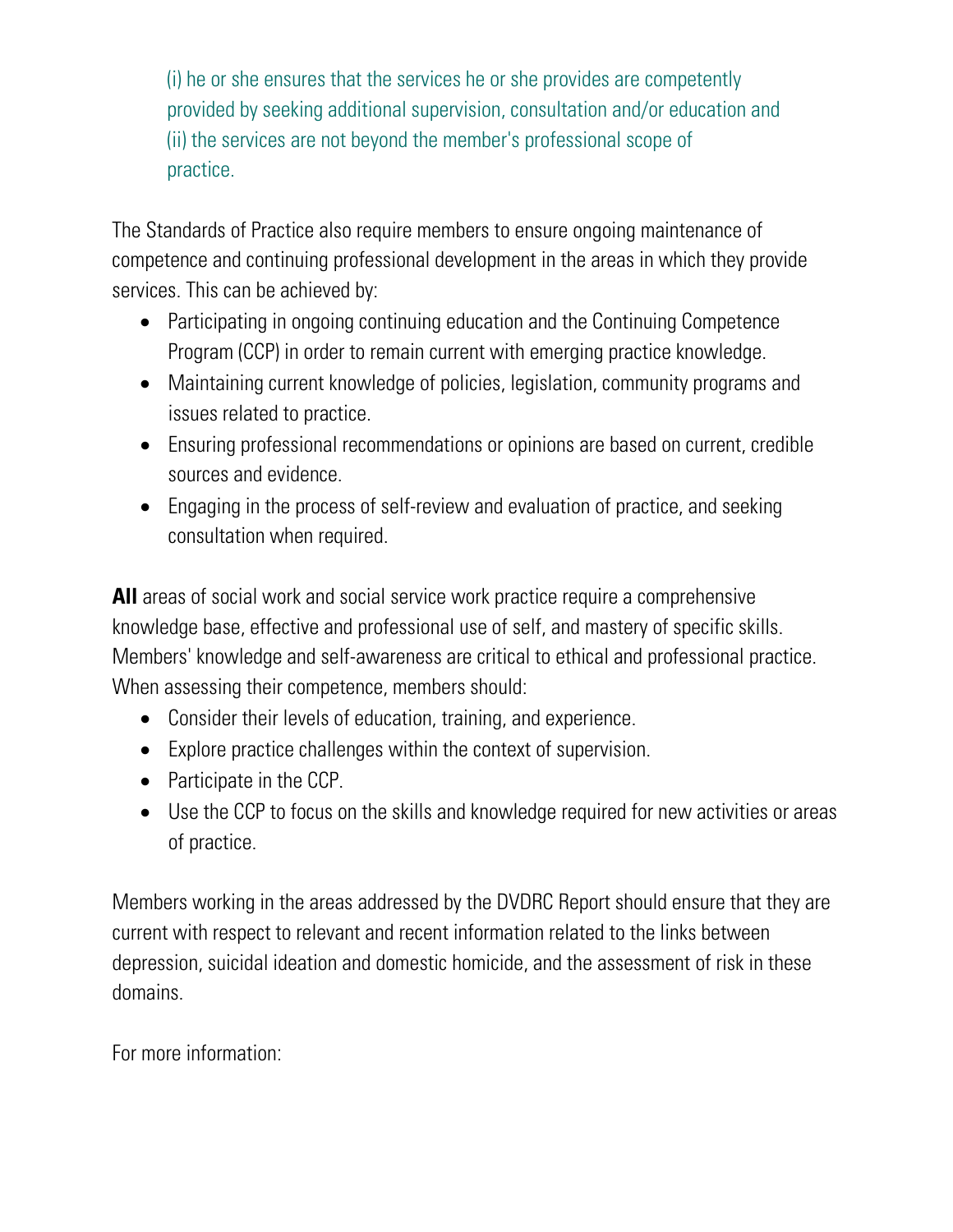(i) he or she ensures that the services he or she provides are competently provided by seeking additional supervision, consultation and/or education and (ii) the services are not beyond the member's professional scope of practice.

The Standards of Practice also require members to ensure ongoing maintenance of competence and continuing professional development in the areas in which they provide services. This can be achieved by:

- Participating in ongoing continuing education and the Continuing Competence Program (CCP) in order to remain current with emerging practice knowledge.
- Maintaining current knowledge of policies, legislation, community programs and issues related to practice.
- Ensuring professional recommendations or opinions are based on current, credible sources and evidence.
- Engaging in the process of self-review and evaluation of practice, and seeking consultation when required.

**All** areas of social work and social service work practice require a comprehensive knowledge base, effective and professional use of self, and mastery of specific skills. Members' knowledge and self-awareness are critical to ethical and professional practice. When assessing their competence, members should:

- Consider their levels of education, training, and experience.
- Explore practice challenges within the context of supervision.
- Participate in the CCP.
- Use the CCP to focus on the skills and knowledge required for new activities or areas of practice.

Members working in the areas addressed by the DVDRC Report should ensure that they are current with respect to relevant and recent information related to the links between depression, suicidal ideation and domestic homicide, and the assessment of risk in these domains.

For more information: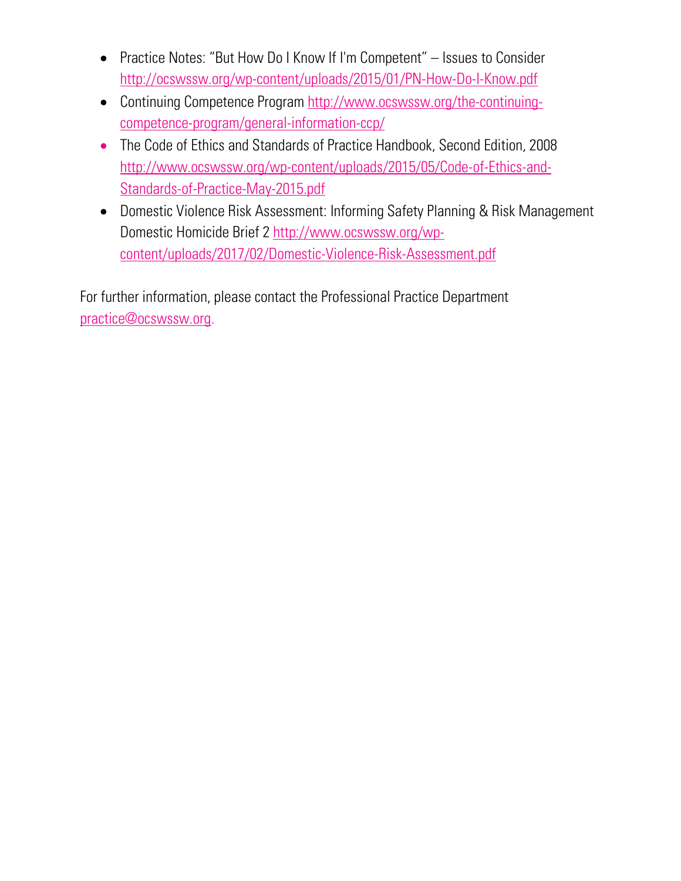- Practice Notes: "But How Do I Know If I'm Competent" – Issues to Consider http://ocswssw.org/wp-content/uploads/2015/01/PN-How-Do-I-Know.pdf
- Continuing Competence Program http://www.ocswssw.org/the-continuing-competence-program/general-information-ccp/
- The Code of Ethics and Standards of Practice Handbook, Second Edition, 2008 http://www.ocswssw.org/wp-content/uploads/2015/05/Code-of-Ethics-and-Standards-of-Practice-May-2015.pdf
- Domestic Violence Risk Assessment: Informing Safety Planning & Risk Management Domestic Homicide Brief 2 http://www.ocswssw.org/wp-content/uploads/2017/02/Domestic-Violence-Risk-Assessment.pdf

For further information, please contact the Professional Practice Department practice@ocswssw.org.